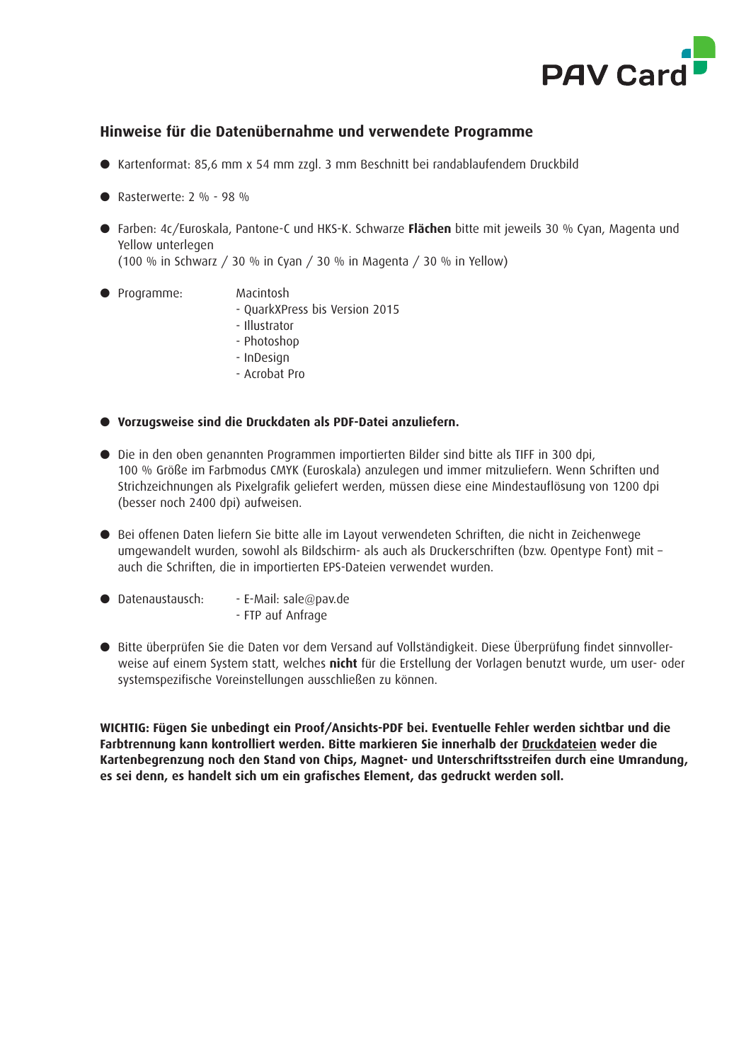PAV Card

## Hinweise für die Datenübernahme und verwendete Programme

- Kartenformat: 85,6 mm x 54 mm zzgl. 3 mm Beschnitt bei randablaufendem Druckbild
- Rasterwerte: 2 % - 98 %
- Farben: 4c/Euroskala, Pantone-C und HKS-K. Schwarze **Flächen** bitte mit jeweils 30 % Cyan, Magenta und Yellow unterlegen
  (100 % in Schwarz / 30 % in Cyan / 30 % in Magenta / 30 % in Yellow)
- Programme: Macintosh
  - QuarkXPress bis Version 2015
  - Illustrator
  - Photoshop
  - InDesign
  - Acrobat Pro
- **Vorzugsweise sind die Druckdaten als PDF-Datei anzuliefern.**
- Die in den oben genannten Programmen importierten Bilder sind bitte als TIFF in 300 dpi, 100 % Größe im Farbmodus CMYK (Euroskala) anzulegen und immer mitzuliefern. Wenn Schriften und Strichzeichnungen als Pixelgrafik geliefert werden, müssen diese eine Mindestauflösung von 1200 dpi (besser noch 2400 dpi) aufweisen.
- Bei offenen Daten liefern Sie bitte alle im Layout verwendeten Schriften, die nicht in Zeichenwege umgewandelt wurden, sowohl als Bildschirm- als auch als Druckerschriften (bzw. Opentype Font) mit – auch die Schriften, die in importierten EPS-Dateien verwendet wurden.
- Datenaustausch:
  - E-Mail: sale@pav.de
  - FTP auf Anfrage
- Bitte überprüfen Sie die Daten vor dem Versand auf Vollständigkeit. Diese Überprüfung findet sinnvollerweise auf einem System statt, welches **nicht** für die Erstellung der Vorlagen benutzt wurde, um user- oder systemspezifische Voreinstellungen ausschließen zu können.

**WICHTIG: Fügen Sie unbedingt ein Proof/Ansichts-PDF bei. Eventuelle Fehler werden sichtbar und die Farbtrennung kann kontrolliert werden. Bitte markieren Sie innerhalb der <u>Druckdateien</u> weder die Kartenbegrenzung noch den Stand von Chips, Magnet- und Unterschriftsstreifen durch eine Umrandung, es sei denn, es handelt sich um ein grafisches Element, das gedruckt werden soll.**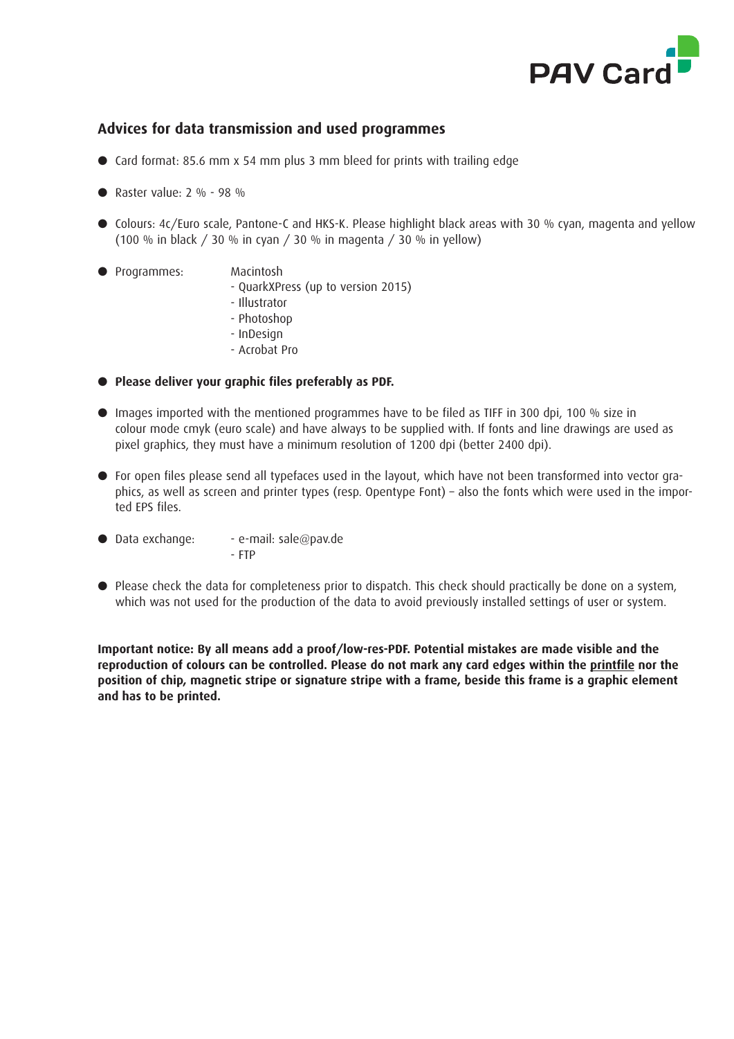PAV Card

## Advices for data transmission and used programmes

- Card format: 85.6 mm x 54 mm plus 3 mm bleed for prints with trailing edge
- Raster value: 2 % - 98 %
- Colours: 4c/Euro scale, Pantone-C and HKS-K. Please highlight black areas with 30 % cyan, magenta and yellow (100 % in black / 30 % in cyan / 30 % in magenta / 30 % in yellow)
- Programmes: Macintosh
  - QuarkXPress (up to version 2015)
  - Illustrator
  - Photoshop
  - InDesign
  - Acrobat Pro
- **Please deliver your graphic files preferably as PDF.**
- Images imported with the mentioned programmes have to be filed as TIFF in 300 dpi, 100 % size in colour mode cmyk (euro scale) and have always to be supplied with. If fonts and line drawings are used as pixel graphics, they must have a minimum resolution of 1200 dpi (better 2400 dpi).
- For open files please send all typefaces used in the layout, which have not been transformed into vector graphics, as well as screen and printer types (resp. Opentype Font) – also the fonts which were used in the imported EPS files.
- Data exchange:
  - e-mail: sale@pav.de
  - FTP
- Please check the data for completeness prior to dispatch. This check should practically be done on a system, which was not used for the production of the data to avoid previously installed settings of user or system.

**Important notice: By all means add a proof/low-res-PDF. Potential mistakes are made visible and the reproduction of colours can be controlled. Please do not mark any card edges within the printfile nor the position of chip, magnetic stripe or signature stripe with a frame, beside this frame is a graphic element and has to be printed.**